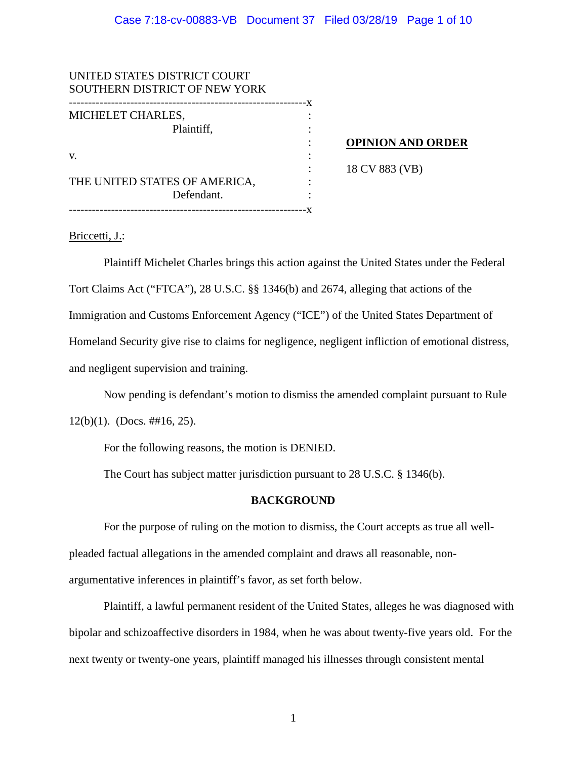UNITED STATES DISTRICT COURT
SOUTHERN DISTRICT OF NEW YORK

| | | |
|---|---|---|
| MICHELET CHARLES, Plaintiff, | : | |
| | : | **OPINION AND ORDER** |
| v. | : | |
| | : | 18 CV 883 (VB) |
| THE UNITED STATES OF AMERICA, Defendant. | : | |

Briccetti, J.:

Plaintiff Michelet Charles brings this action against the United States under the Federal Tort Claims Act ("FTCA"), 28 U.S.C. §§ 1346(b) and 2674, alleging that actions of the Immigration and Customs Enforcement Agency ("ICE") of the United States Department of Homeland Security give rise to claims for negligence, negligent infliction of emotional distress, and negligent supervision and training.

Now pending is defendant's motion to dismiss the amended complaint pursuant to Rule 12(b)(1). (Docs. ##16, 25).

For the following reasons, the motion is DENIED.

The Court has subject matter jurisdiction pursuant to 28 U.S.C. § 1346(b).

## BACKGROUND

For the purpose of ruling on the motion to dismiss, the Court accepts as true all well-pleaded factual allegations in the amended complaint and draws all reasonable, non-argumentative inferences in plaintiff's favor, as set forth below.

Plaintiff, a lawful permanent resident of the United States, alleges he was diagnosed with bipolar and schizoaffective disorders in 1984, when he was about twenty-five years old. For the next twenty or twenty-one years, plaintiff managed his illnesses through consistent mental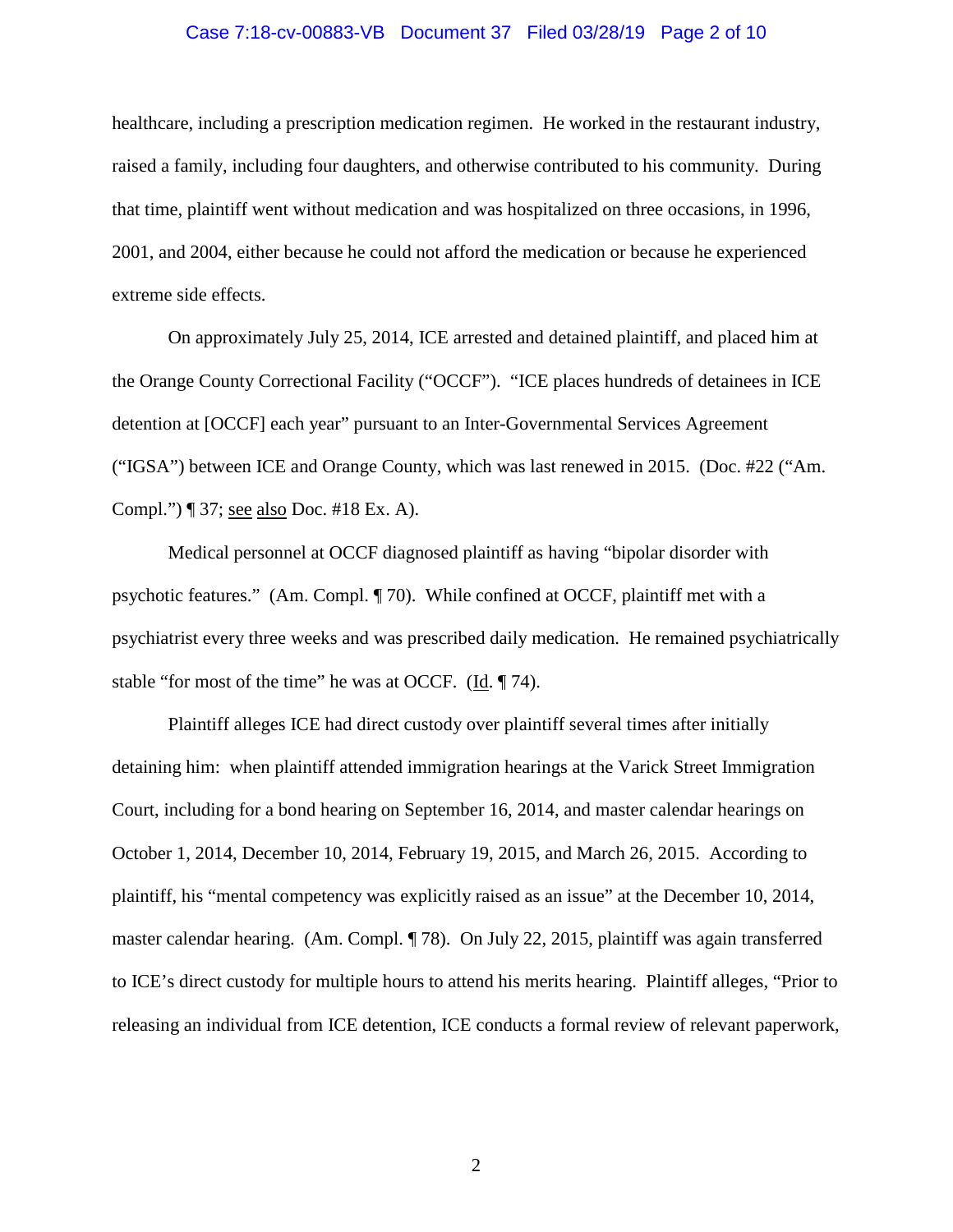healthcare, including a prescription medication regimen. He worked in the restaurant industry, raised a family, including four daughters, and otherwise contributed to his community. During that time, plaintiff went without medication and was hospitalized on three occasions, in 1996, 2001, and 2004, either because he could not afford the medication or because he experienced extreme side effects.

On approximately July 25, 2014, ICE arrested and detained plaintiff, and placed him at the Orange County Correctional Facility ("OCCF"). "ICE places hundreds of detainees in ICE detention at [OCCF] each year" pursuant to an Inter-Governmental Services Agreement ("IGSA") between ICE and Orange County, which was last renewed in 2015. (Doc. #22 ("Am. Compl.") ¶ 37; see also Doc. #18 Ex. A).

Medical personnel at OCCF diagnosed plaintiff as having "bipolar disorder with psychotic features." (Am. Compl. ¶ 70). While confined at OCCF, plaintiff met with a psychiatrist every three weeks and was prescribed daily medication. He remained psychiatrically stable "for most of the time" he was at OCCF. (Id. ¶ 74).

Plaintiff alleges ICE had direct custody over plaintiff several times after initially detaining him: when plaintiff attended immigration hearings at the Varick Street Immigration Court, including for a bond hearing on September 16, 2014, and master calendar hearings on October 1, 2014, December 10, 2014, February 19, 2015, and March 26, 2015. According to plaintiff, his "mental competency was explicitly raised as an issue" at the December 10, 2014, master calendar hearing. (Am. Compl. ¶ 78). On July 22, 2015, plaintiff was again transferred to ICE's direct custody for multiple hours to attend his merits hearing. Plaintiff alleges, "Prior to releasing an individual from ICE detention, ICE conducts a formal review of relevant paperwork,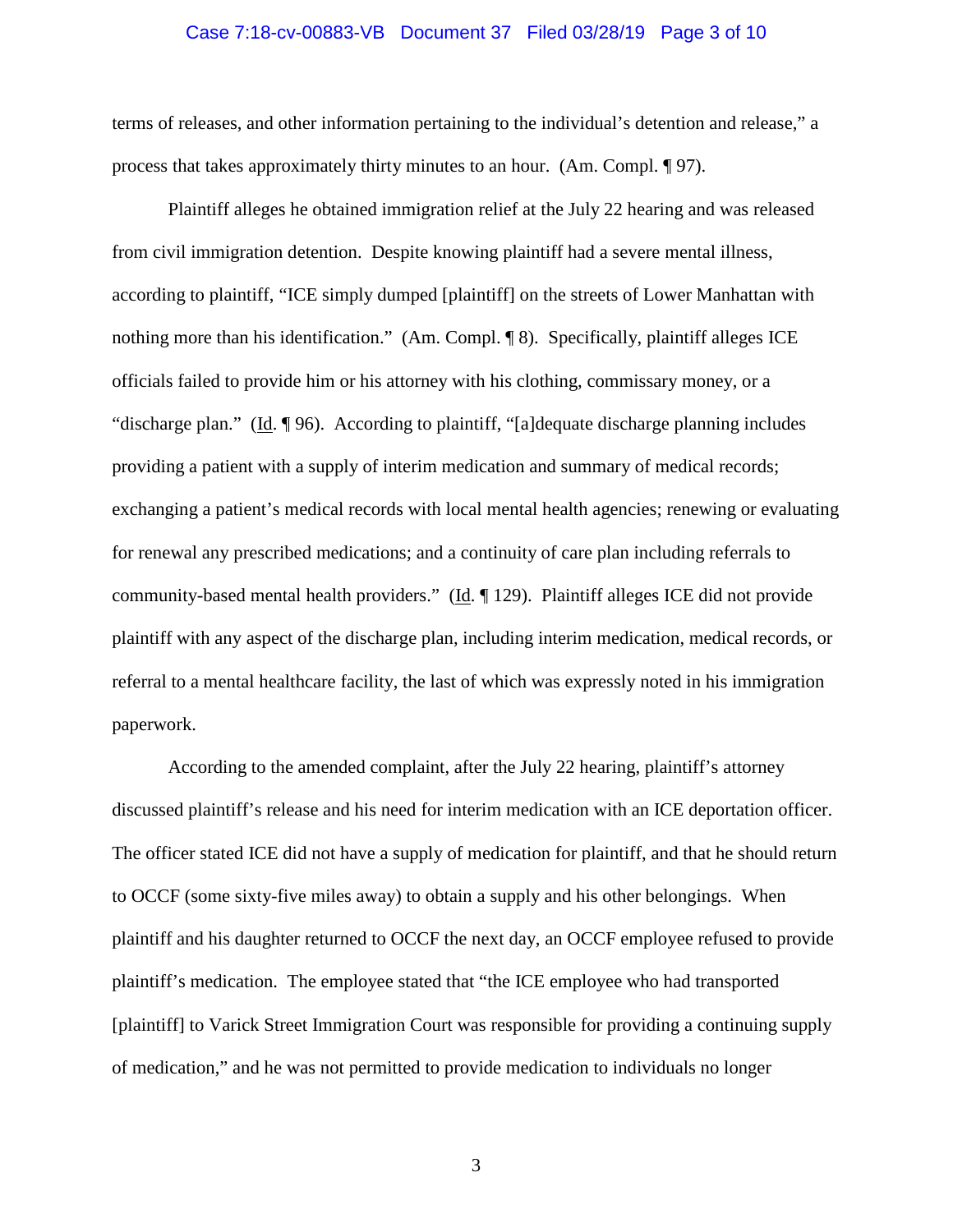terms of releases, and other information pertaining to the individual's detention and release," a process that takes approximately thirty minutes to an hour. (Am. Compl. ¶ 97).

Plaintiff alleges he obtained immigration relief at the July 22 hearing and was released from civil immigration detention. Despite knowing plaintiff had a severe mental illness, according to plaintiff, "ICE simply dumped [plaintiff] on the streets of Lower Manhattan with nothing more than his identification." (Am. Compl. ¶ 8). Specifically, plaintiff alleges ICE officials failed to provide him or his attorney with his clothing, commissary money, or a "discharge plan." (Id. ¶ 96). According to plaintiff, "[a]dequate discharge planning includes providing a patient with a supply of interim medication and summary of medical records; exchanging a patient's medical records with local mental health agencies; renewing or evaluating for renewal any prescribed medications; and a continuity of care plan including referrals to community-based mental health providers." (Id. ¶ 129). Plaintiff alleges ICE did not provide plaintiff with any aspect of the discharge plan, including interim medication, medical records, or referral to a mental healthcare facility, the last of which was expressly noted in his immigration paperwork.

According to the amended complaint, after the July 22 hearing, plaintiff's attorney discussed plaintiff's release and his need for interim medication with an ICE deportation officer. The officer stated ICE did not have a supply of medication for plaintiff, and that he should return to OCCF (some sixty-five miles away) to obtain a supply and his other belongings. When plaintiff and his daughter returned to OCCF the next day, an OCCF employee refused to provide plaintiff's medication. The employee stated that "the ICE employee who had transported [plaintiff] to Varick Street Immigration Court was responsible for providing a continuing supply of medication," and he was not permitted to provide medication to individuals no longer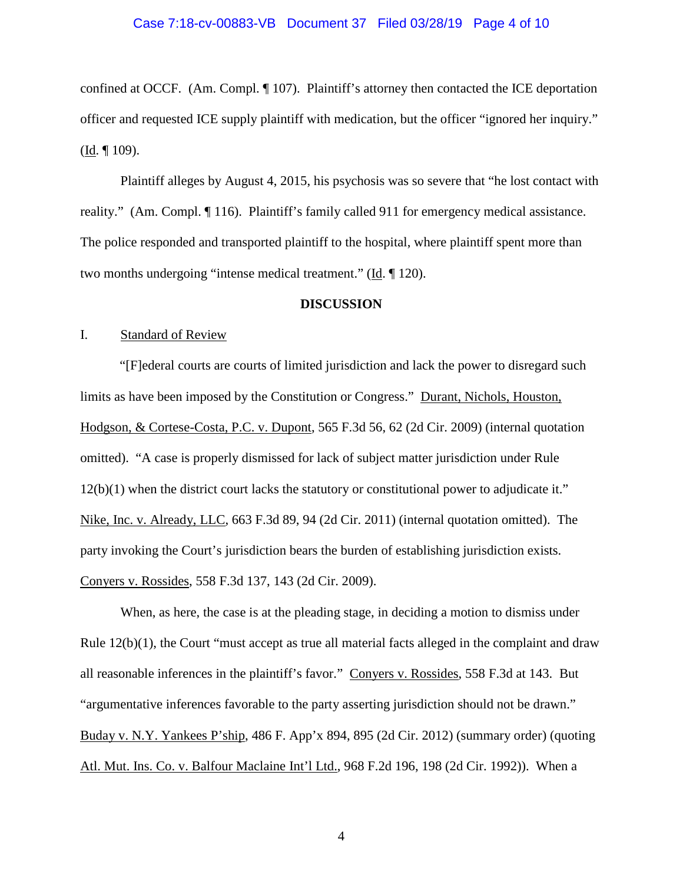confined at OCCF. (Am. Compl. ¶ 107). Plaintiff's attorney then contacted the ICE deportation officer and requested ICE supply plaintiff with medication, but the officer "ignored her inquiry." (Id. ¶ 109).

Plaintiff alleges by August 4, 2015, his psychosis was so severe that "he lost contact with reality." (Am. Compl. ¶ 116). Plaintiff's family called 911 for emergency medical assistance. The police responded and transported plaintiff to the hospital, where plaintiff spent more than two months undergoing "intense medical treatment." (Id. ¶ 120).

## DISCUSSION

### I. Standard of Review

"[F]ederal courts are courts of limited jurisdiction and lack the power to disregard such limits as have been imposed by the Constitution or Congress." Durant, Nichols, Houston, Hodgson, & Cortese-Costa, P.C. v. Dupont, 565 F.3d 56, 62 (2d Cir. 2009) (internal quotation omitted). "A case is properly dismissed for lack of subject matter jurisdiction under Rule 12(b)(1) when the district court lacks the statutory or constitutional power to adjudicate it." Nike, Inc. v. Already, LLC, 663 F.3d 89, 94 (2d Cir. 2011) (internal quotation omitted). The party invoking the Court's jurisdiction bears the burden of establishing jurisdiction exists. Conyers v. Rossides, 558 F.3d 137, 143 (2d Cir. 2009).

When, as here, the case is at the pleading stage, in deciding a motion to dismiss under Rule 12(b)(1), the Court "must accept as true all material facts alleged in the complaint and draw all reasonable inferences in the plaintiff's favor." Conyers v. Rossides, 558 F.3d at 143. But "argumentative inferences favorable to the party asserting jurisdiction should not be drawn." Buday v. N.Y. Yankees P'ship, 486 F. App'x 894, 895 (2d Cir. 2012) (summary order) (quoting Atl. Mut. Ins. Co. v. Balfour Maclaine Int'l Ltd., 968 F.2d 196, 198 (2d Cir. 1992)). When a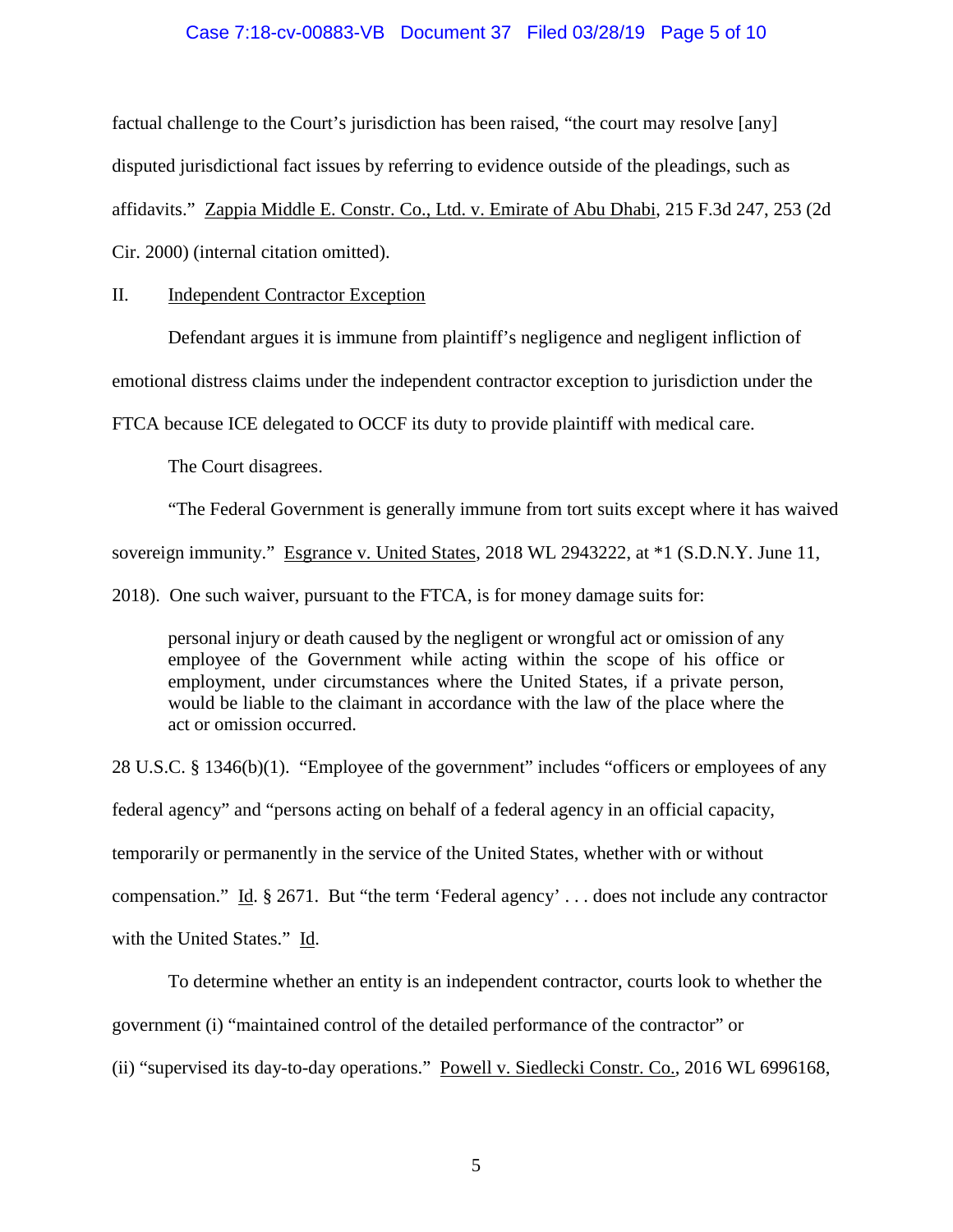factual challenge to the Court's jurisdiction has been raised, "the court may resolve [any] disputed jurisdictional fact issues by referring to evidence outside of the pleadings, such as affidavits." Zappia Middle E. Constr. Co., Ltd. v. Emirate of Abu Dhabi, 215 F.3d 247, 253 (2d Cir. 2000) (internal citation omitted).

## II. Independent Contractor Exception

Defendant argues it is immune from plaintiff's negligence and negligent infliction of emotional distress claims under the independent contractor exception to jurisdiction under the FTCA because ICE delegated to OCCF its duty to provide plaintiff with medical care.

The Court disagrees.

"The Federal Government is generally immune from tort suits except where it has waived sovereign immunity." Esgrance v. United States, 2018 WL 2943222, at *1 (S.D.N.Y. June 11, 2018). One such waiver, pursuant to the FTCA, is for money damage suits for:

> personal injury or death caused by the negligent or wrongful act or omission of any employee of the Government while acting within the scope of his office or employment, under circumstances where the United States, if a private person, would be liable to the claimant in accordance with the law of the place where the act or omission occurred.

28 U.S.C. § 1346(b)(1). "Employee of the government" includes "officers or employees of any federal agency" and "persons acting on behalf of a federal agency in an official capacity, temporarily or permanently in the service of the United States, whether with or without compensation." Id. § 2671. But "the term 'Federal agency' . . . does not include any contractor with the United States." Id.

To determine whether an entity is an independent contractor, courts look to whether the government (i) "maintained control of the detailed performance of the contractor" or (ii) "supervised its day-to-day operations." Powell v. Siedlecki Constr. Co., 2016 WL 6996168,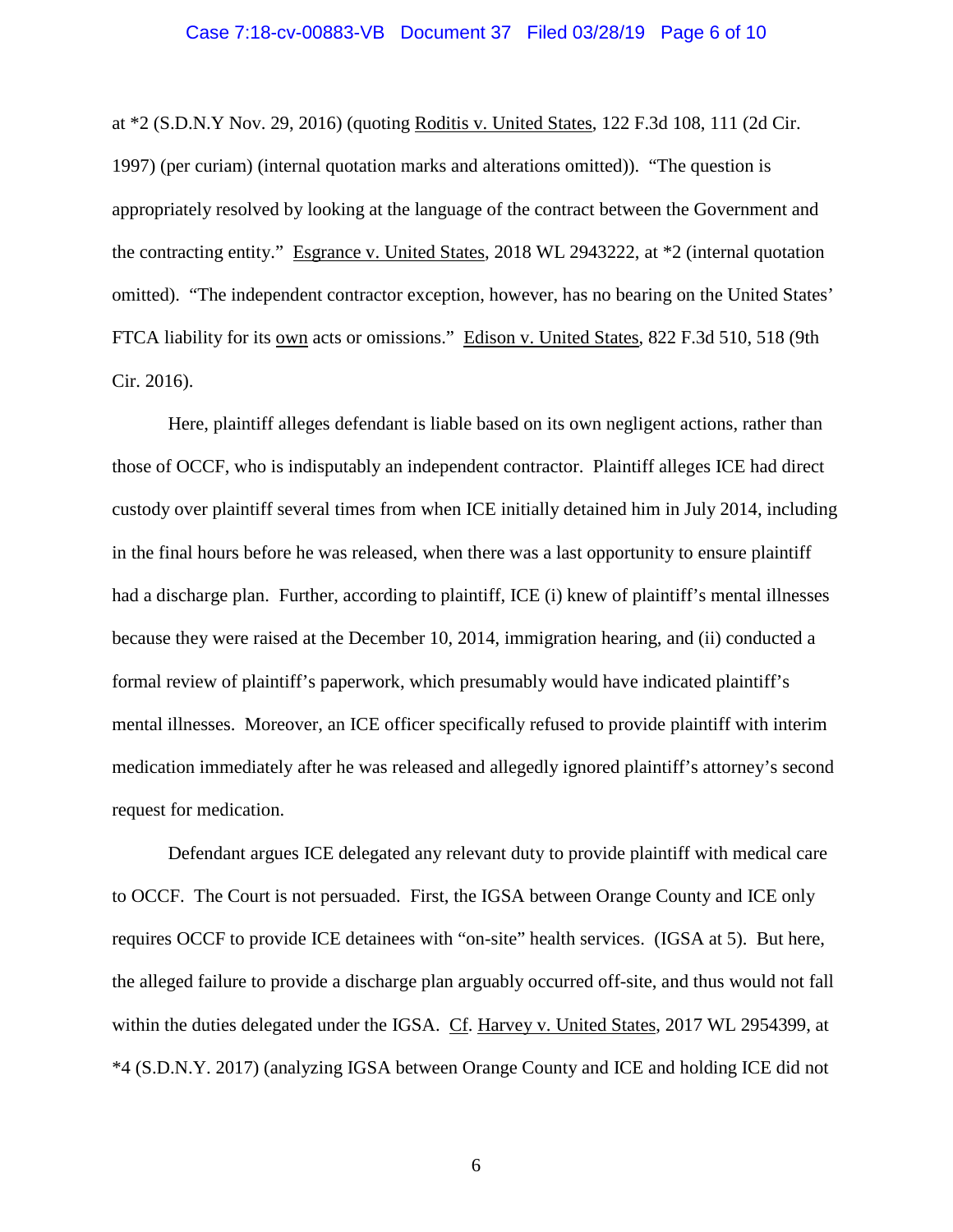at *2 (S.D.N.Y Nov. 29, 2016) (quoting Roditis v. United States, 122 F.3d 108, 111 (2d Cir. 1997) (per curiam) (internal quotation marks and alterations omitted)). "The question is appropriately resolved by looking at the language of the contract between the Government and the contracting entity." Esgrance v. United States, 2018 WL 2943222, at *2 (internal quotation omitted). "The independent contractor exception, however, has no bearing on the United States' FTCA liability for its own acts or omissions." Edison v. United States, 822 F.3d 510, 518 (9th Cir. 2016).

Here, plaintiff alleges defendant is liable based on its own negligent actions, rather than those of OCCF, who is indisputably an independent contractor. Plaintiff alleges ICE had direct custody over plaintiff several times from when ICE initially detained him in July 2014, including in the final hours before he was released, when there was a last opportunity to ensure plaintiff had a discharge plan. Further, according to plaintiff, ICE (i) knew of plaintiff's mental illnesses because they were raised at the December 10, 2014, immigration hearing, and (ii) conducted a formal review of plaintiff's paperwork, which presumably would have indicated plaintiff's mental illnesses. Moreover, an ICE officer specifically refused to provide plaintiff with interim medication immediately after he was released and allegedly ignored plaintiff's attorney's second request for medication.

Defendant argues ICE delegated any relevant duty to provide plaintiff with medical care to OCCF. The Court is not persuaded. First, the IGSA between Orange County and ICE only requires OCCF to provide ICE detainees with "on-site" health services. (IGSA at 5). But here, the alleged failure to provide a discharge plan arguably occurred off-site, and thus would not fall within the duties delegated under the IGSA. Cf. Harvey v. United States, 2017 WL 2954399, at *4 (S.D.N.Y. 2017) (analyzing IGSA between Orange County and ICE and holding ICE did not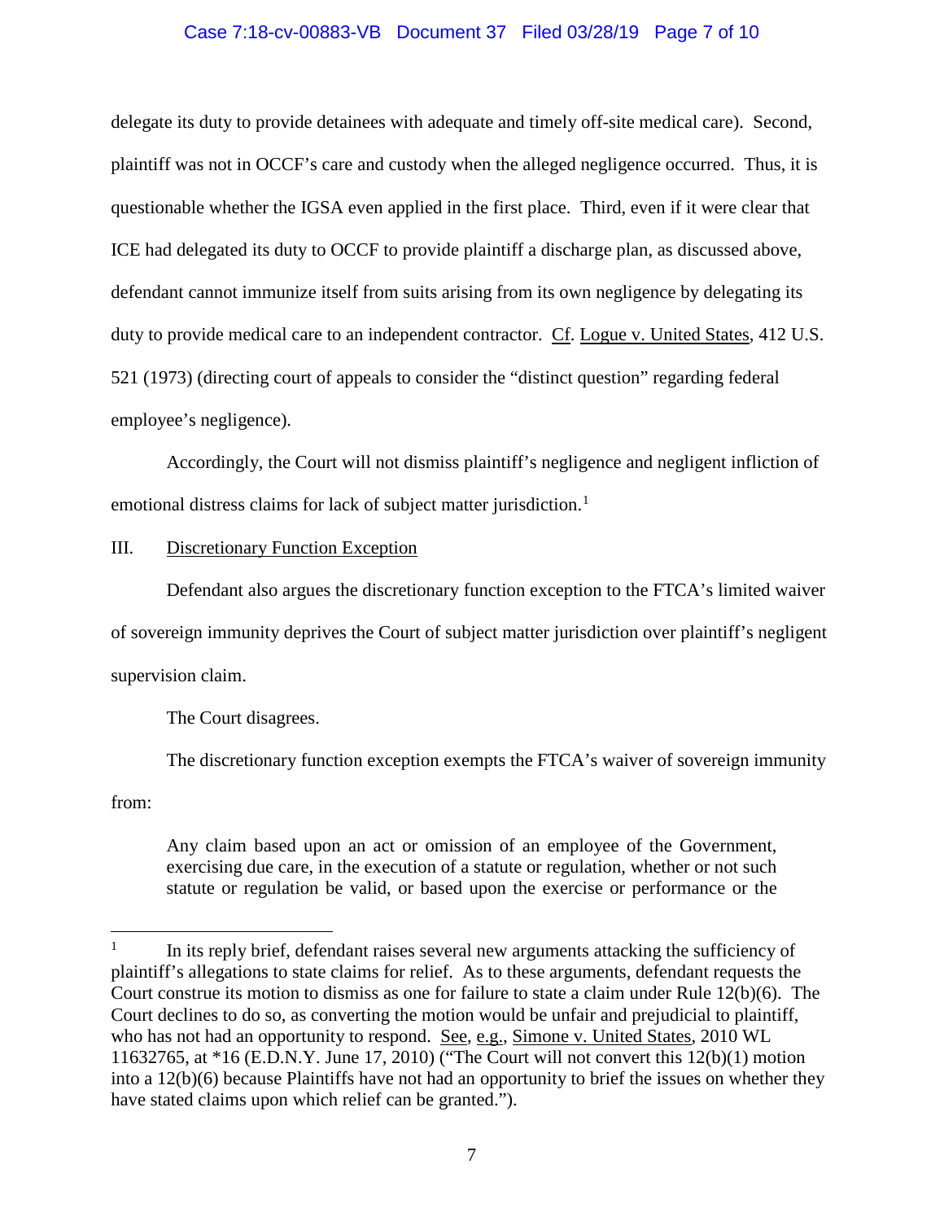delegate its duty to provide detainees with adequate and timely off-site medical care). Second, plaintiff was not in OCCF's care and custody when the alleged negligence occurred. Thus, it is questionable whether the IGSA even applied in the first place. Third, even if it were clear that ICE had delegated its duty to OCCF to provide plaintiff a discharge plan, as discussed above, defendant cannot immunize itself from suits arising from its own negligence by delegating its duty to provide medical care to an independent contractor. Cf. Logue v. United States, 412 U.S. 521 (1973) (directing court of appeals to consider the "distinct question" regarding federal employee's negligence).

Accordingly, the Court will not dismiss plaintiff's negligence and negligent infliction of emotional distress claims for lack of subject matter jurisdiction.[1]

## III. Discretionary Function Exception

Defendant also argues the discretionary function exception to the FTCA's limited waiver of sovereign immunity deprives the Court of subject matter jurisdiction over plaintiff's negligent supervision claim.

The Court disagrees.

The discretionary function exception exempts the FTCA's waiver of sovereign immunity from:

> Any claim based upon an act or omission of an employee of the Government, exercising due care, in the execution of a statute or regulation, whether or not such statute or regulation be valid, or based upon the exercise or performance or the

---

[1] In its reply brief, defendant raises several new arguments attacking the sufficiency of plaintiff's allegations to state claims for relief. As to these arguments, defendant requests the Court construe its motion to dismiss as one for failure to state a claim under Rule 12(b)(6). The Court declines to do so, as converting the motion would be unfair and prejudicial to plaintiff, who has not had an opportunity to respond. See, e.g., Simone v. United States, 2010 WL 11632765, at *16 (E.D.N.Y. June 17, 2010) ("The Court will not convert this 12(b)(1) motion into a 12(b)(6) because Plaintiffs have not had an opportunity to brief the issues on whether they have stated claims upon which relief can be granted.").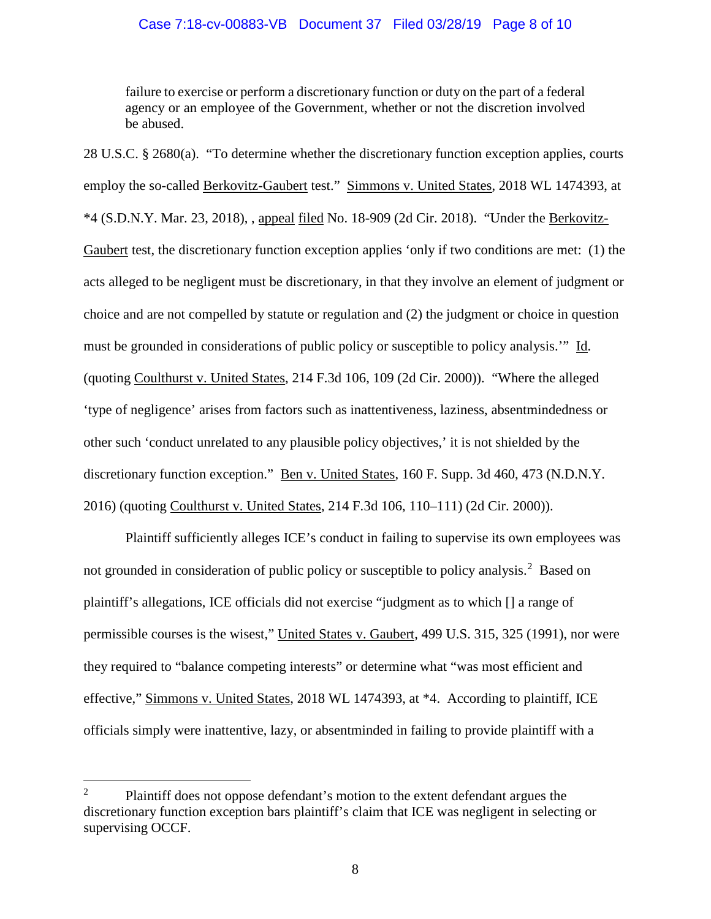> failure to exercise or perform a discretionary function or duty on the part of a federal agency or an employee of the Government, whether or not the discretion involved be abused.

28 U.S.C. § 2680(a). "To determine whether the discretionary function exception applies, courts employ the so-called Berkovitz-Gaubert test." Simmons v. United States, 2018 WL 1474393, at *4 (S.D.N.Y. Mar. 23, 2018), , appeal filed No. 18-909 (2d Cir. 2018). "Under the Berkovitz-Gaubert test, the discretionary function exception applies 'only if two conditions are met: (1) the acts alleged to be negligent must be discretionary, in that they involve an element of judgment or choice and are not compelled by statute or regulation and (2) the judgment or choice in question must be grounded in considerations of public policy or susceptible to policy analysis.'" Id. (quoting Coulthurst v. United States, 214 F.3d 106, 109 (2d Cir. 2000)). "Where the alleged 'type of negligence' arises from factors such as inattentiveness, laziness, absentmindedness or other such 'conduct unrelated to any plausible policy objectives,' it is not shielded by the discretionary function exception." Ben v. United States, 160 F. Supp. 3d 460, 473 (N.D.N.Y. 2016) (quoting Coulthurst v. United States, 214 F.3d 106, 110–111) (2d Cir. 2000)).

Plaintiff sufficiently alleges ICE's conduct in failing to supervise its own employees was not grounded in consideration of public policy or susceptible to policy analysis.[2] Based on plaintiff's allegations, ICE officials did not exercise "judgment as to which [] a range of permissible courses is the wisest," United States v. Gaubert, 499 U.S. 315, 325 (1991), nor were they required to "balance competing interests" or determine what "was most efficient and effective," Simmons v. United States, 2018 WL 1474393, at *4. According to plaintiff, ICE officials simply were inattentive, lazy, or absentminded in failing to provide plaintiff with a

---

[2] Plaintiff does not oppose defendant's motion to the extent defendant argues the discretionary function exception bars plaintiff's claim that ICE was negligent in selecting or supervising OCCF.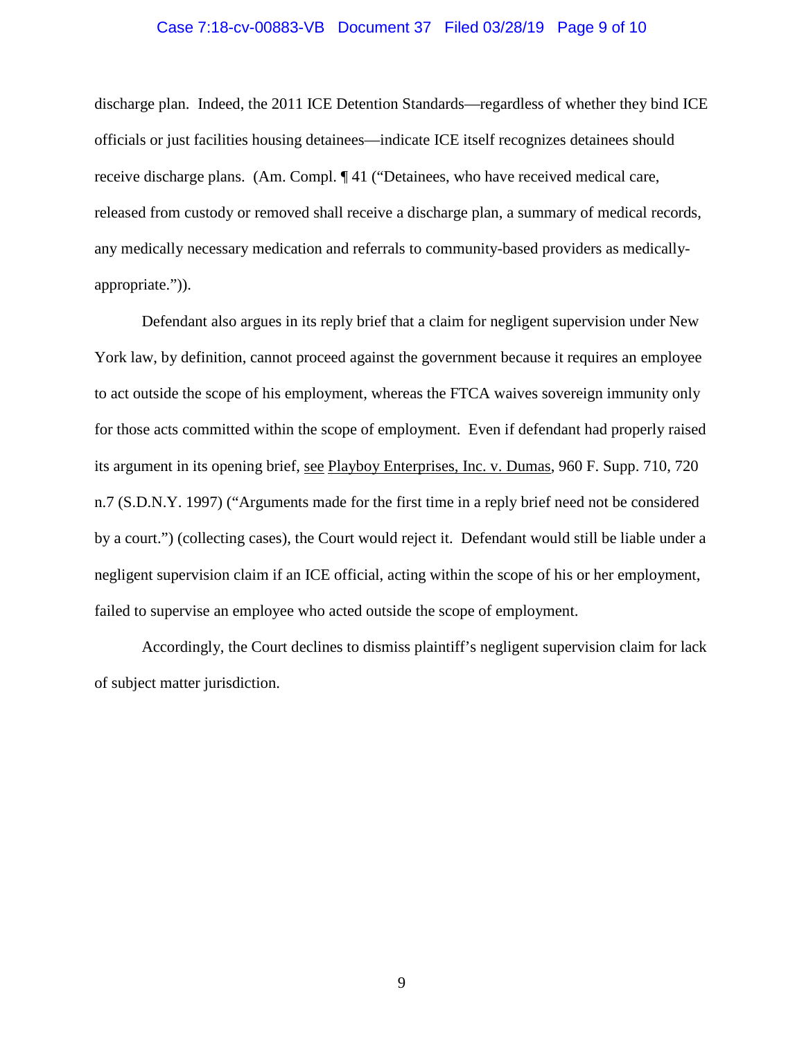discharge plan. Indeed, the 2011 ICE Detention Standards—regardless of whether they bind ICE officials or just facilities housing detainees—indicate ICE itself recognizes detainees should receive discharge plans. (Am. Compl. ¶ 41 ("Detainees, who have received medical care, released from custody or removed shall receive a discharge plan, a summary of medical records, any medically necessary medication and referrals to community-based providers as medically-appropriate.")).

Defendant also argues in its reply brief that a claim for negligent supervision under New York law, by definition, cannot proceed against the government because it requires an employee to act outside the scope of his employment, whereas the FTCA waives sovereign immunity only for those acts committed within the scope of employment. Even if defendant had properly raised its argument in its opening brief, see Playboy Enterprises, Inc. v. Dumas, 960 F. Supp. 710, 720 n.7 (S.D.N.Y. 1997) ("Arguments made for the first time in a reply brief need not be considered by a court.") (collecting cases), the Court would reject it. Defendant would still be liable under a negligent supervision claim if an ICE official, acting within the scope of his or her employment, failed to supervise an employee who acted outside the scope of employment.

Accordingly, the Court declines to dismiss plaintiff's negligent supervision claim for lack of subject matter jurisdiction.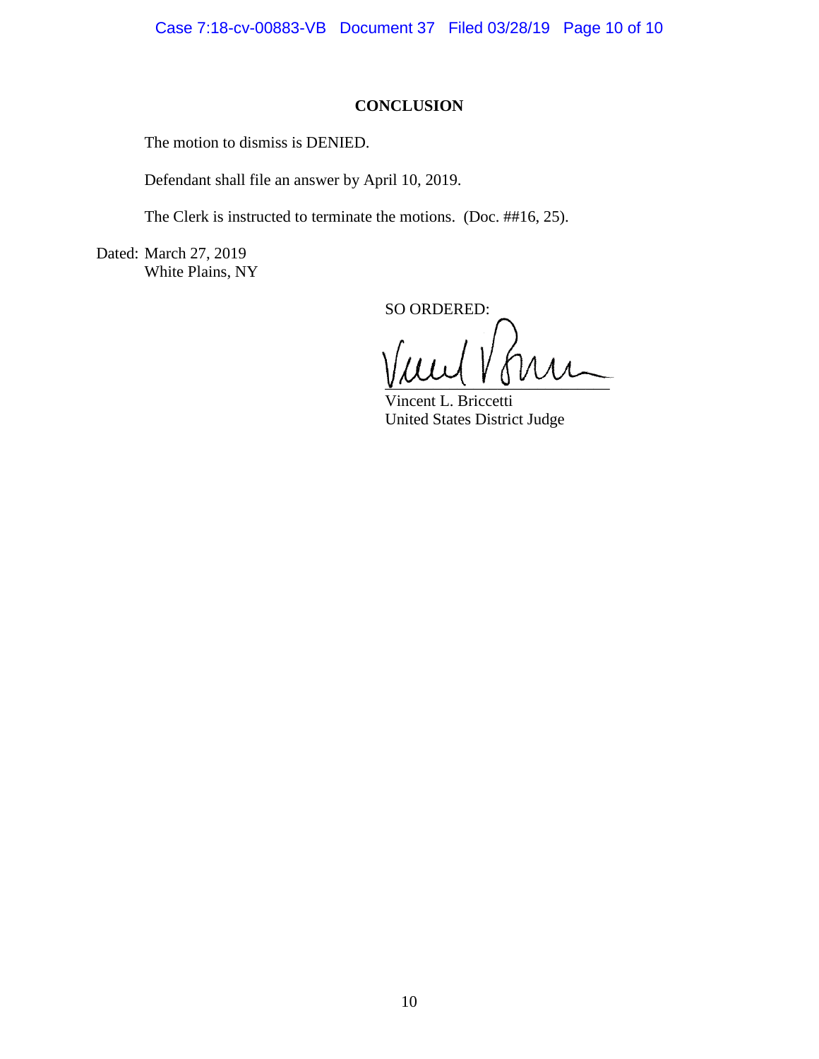## CONCLUSION

The motion to dismiss is DENIED.

Defendant shall file an answer by April 10, 2019.

The Clerk is instructed to terminate the motions. (Doc. ##16, 25).

Dated: March 27, 2019
White Plains, NY

SO ORDERED:

Vincent L. Briccetti
United States District Judge